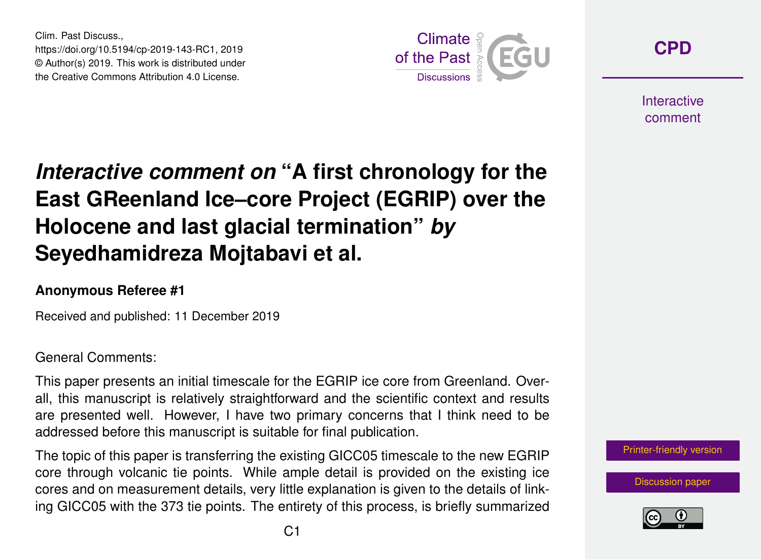# *Interactive comment on* "A first chronology for the East GReenland Ice–core Project (EGRIP) over the Holocene and last glacial termination" *by* Seyedhamidreza Mojtabavi et al.

**Anonymous Referee #1**

Received and published: 11 December 2019

General Comments:

This paper presents an initial timescale for the EGRIP ice core from Greenland. Overall, this manuscript is relatively straightforward and the scientific context and results are presented well. However, I have two primary concerns that I think need to be addressed before this manuscript is suitable for final publication.

The topic of this paper is transferring the existing GICC05 timescale to the new EGRIP core through volcanic tie points. While ample detail is provided on the existing ice cores and on measurement details, very little explanation is given to the details of linking GICC05 with the 373 tie points. The entirety of this process, is briefly summarized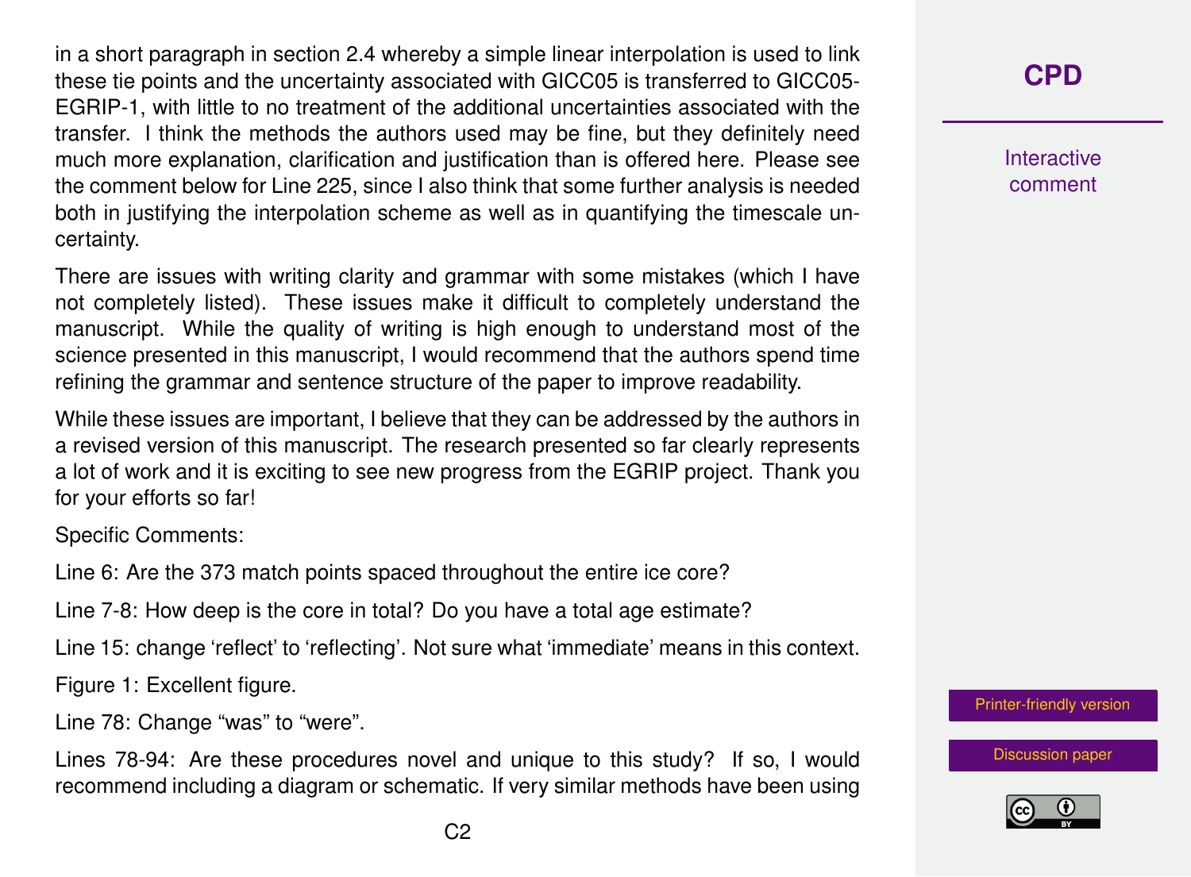in a short paragraph in section 2.4 whereby a simple linear interpolation is used to link these tie points and the uncertainty associated with GICC05 is transferred to GICC05-EGRIP-1, with little to no treatment of the additional uncertainties associated with the transfer. I think the methods the authors used may be fine, but they definitely need much more explanation, clarification and justification than is offered here. Please see the comment below for Line 225, since I also think that some further analysis is needed both in justifying the interpolation scheme as well as in quantifying the timescale uncertainty.

There are issues with writing clarity and grammar with some mistakes (which I have not completely listed). These issues make it difficult to completely understand the manuscript. While the quality of writing is high enough to understand most of the science presented in this manuscript, I would recommend that the authors spend time refining the grammar and sentence structure of the paper to improve readability.

While these issues are important, I believe that they can be addressed by the authors in a revised version of this manuscript. The research presented so far clearly represents a lot of work and it is exciting to see new progress from the EGRIP project. Thank you for your efforts so far!

Specific Comments:

Line 6: Are the 373 match points spaced throughout the entire ice core?

Line 7-8: How deep is the core in total? Do you have a total age estimate?

Line 15: change 'reflect' to 'reflecting'. Not sure what 'immediate' means in this context.

Figure 1: Excellent figure.

Line 78: Change "was" to "were".

Lines 78-94: Are these procedures novel and unique to this study? If so, I would recommend including a diagram or schematic. If very similar methods have been using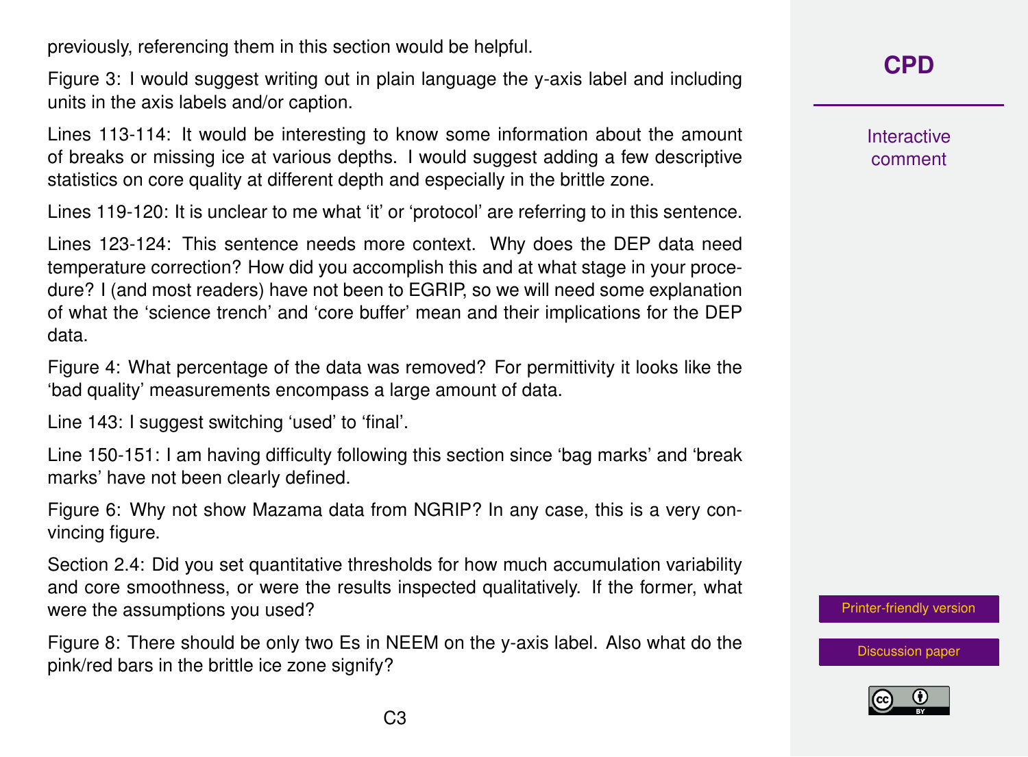previously, referencing them in this section would be helpful.

Figure 3: I would suggest writing out in plain language the y-axis label and including units in the axis labels and/or caption.

Lines 113-114: It would be interesting to know some information about the amount of breaks or missing ice at various depths. I would suggest adding a few descriptive statistics on core quality at different depth and especially in the brittle zone.

Lines 119-120: It is unclear to me what 'it' or 'protocol' are referring to in this sentence.

Lines 123-124: This sentence needs more context. Why does the DEP data need temperature correction? How did you accomplish this and at what stage in your procedure? I (and most readers) have not been to EGRIP, so we will need some explanation of what the 'science trench' and 'core buffer' mean and their implications for the DEP data.

Figure 4: What percentage of the data was removed? For permittivity it looks like the 'bad quality' measurements encompass a large amount of data.

Line 143: I suggest switching 'used' to 'final'.

Line 150-151: I am having difficulty following this section since 'bag marks' and 'break marks' have not been clearly defined.

Figure 6: Why not show Mazama data from NGRIP? In any case, this is a very convincing figure.

Section 2.4: Did you set quantitative thresholds for how much accumulation variability and core smoothness, or were the results inspected qualitatively. If the former, what were the assumptions you used?

Figure 8: There should be only two Es in NEEM on the y-axis label. Also what do the pink/red bars in the brittle ice zone signify?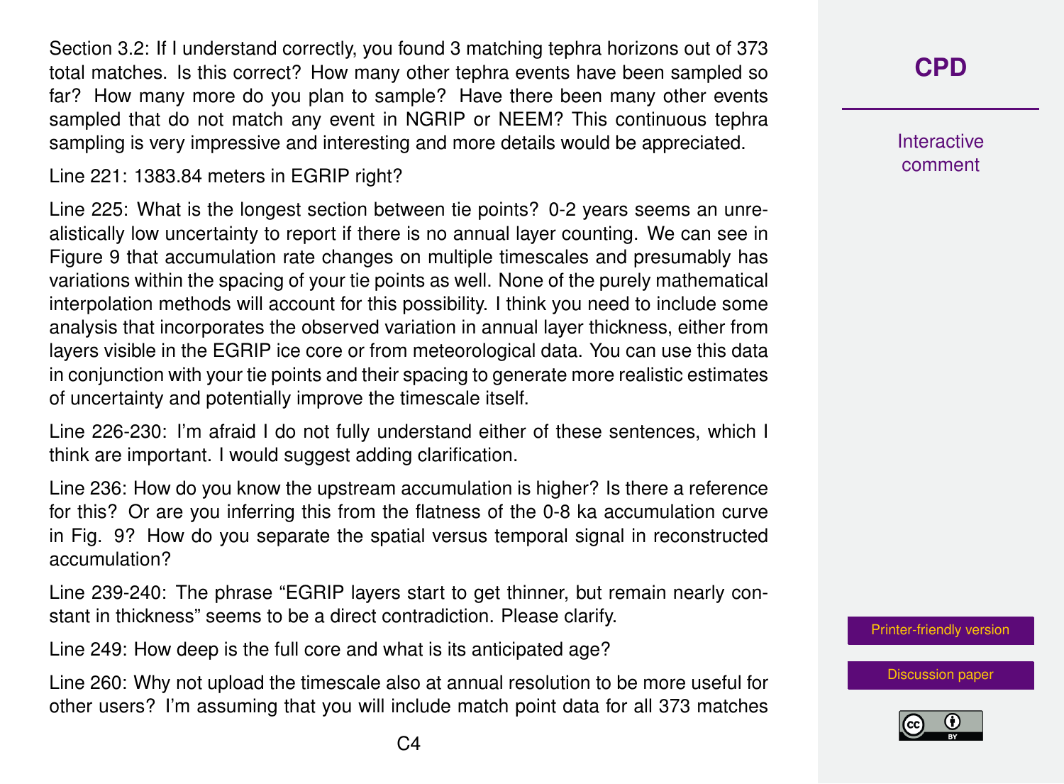Section 3.2: If I understand correctly, you found 3 matching tephra horizons out of 373 total matches. Is this correct? How many other tephra events have been sampled so far? How many more do you plan to sample? Have there been many other events sampled that do not match any event in NGRIP or NEEM? This continuous tephra sampling is very impressive and interesting and more details would be appreciated.

Line 221: 1383.84 meters in EGRIP right?

Line 225: What is the longest section between tie points? 0-2 years seems an unrealistically low uncertainty to report if there is no annual layer counting. We can see in Figure 9 that accumulation rate changes on multiple timescales and presumably has variations within the spacing of your tie points as well. None of the purely mathematical interpolation methods will account for this possibility. I think you need to include some analysis that incorporates the observed variation in annual layer thickness, either from layers visible in the EGRIP ice core or from meteorological data. You can use this data in conjunction with your tie points and their spacing to generate more realistic estimates of uncertainty and potentially improve the timescale itself.

Line 226-230: I'm afraid I do not fully understand either of these sentences, which I think are important. I would suggest adding clarification.

Line 236: How do you know the upstream accumulation is higher? Is there a reference for this? Or are you inferring this from the flatness of the 0-8 ka accumulation curve in Fig. 9? How do you separate the spatial versus temporal signal in reconstructed accumulation?

Line 239-240: The phrase "EGRIP layers start to get thinner, but remain nearly constant in thickness" seems to be a direct contradiction. Please clarify.

Line 249: How deep is the full core and what is its anticipated age?

Line 260: Why not upload the timescale also at annual resolution to be more useful for other users? I'm assuming that you will include match point data for all 373 matches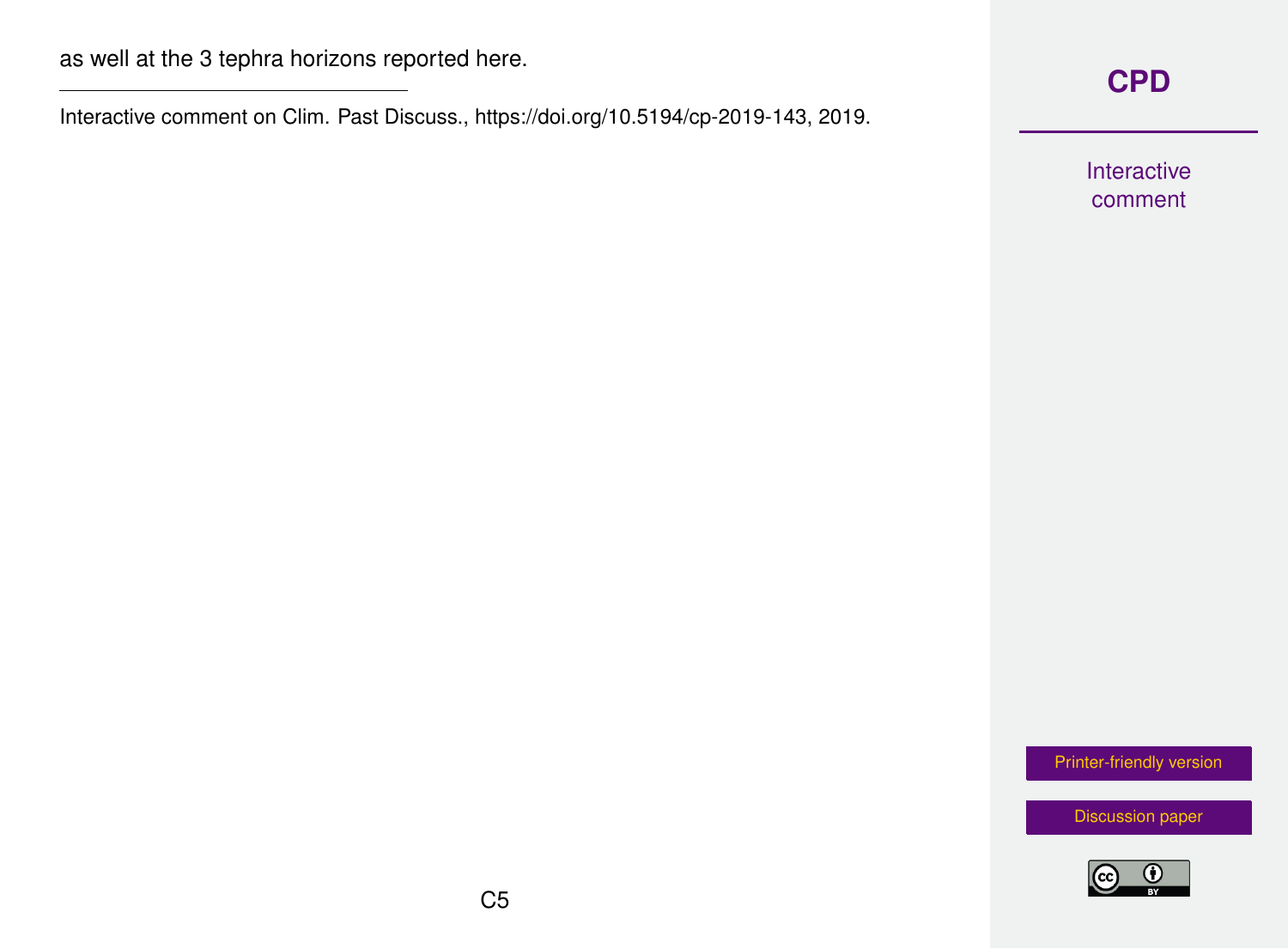as well at the 3 tephra horizons reported here.

---

Interactive comment on Clim. Past Discuss., https://doi.org/10.5194/cp-2019-143, 2019.